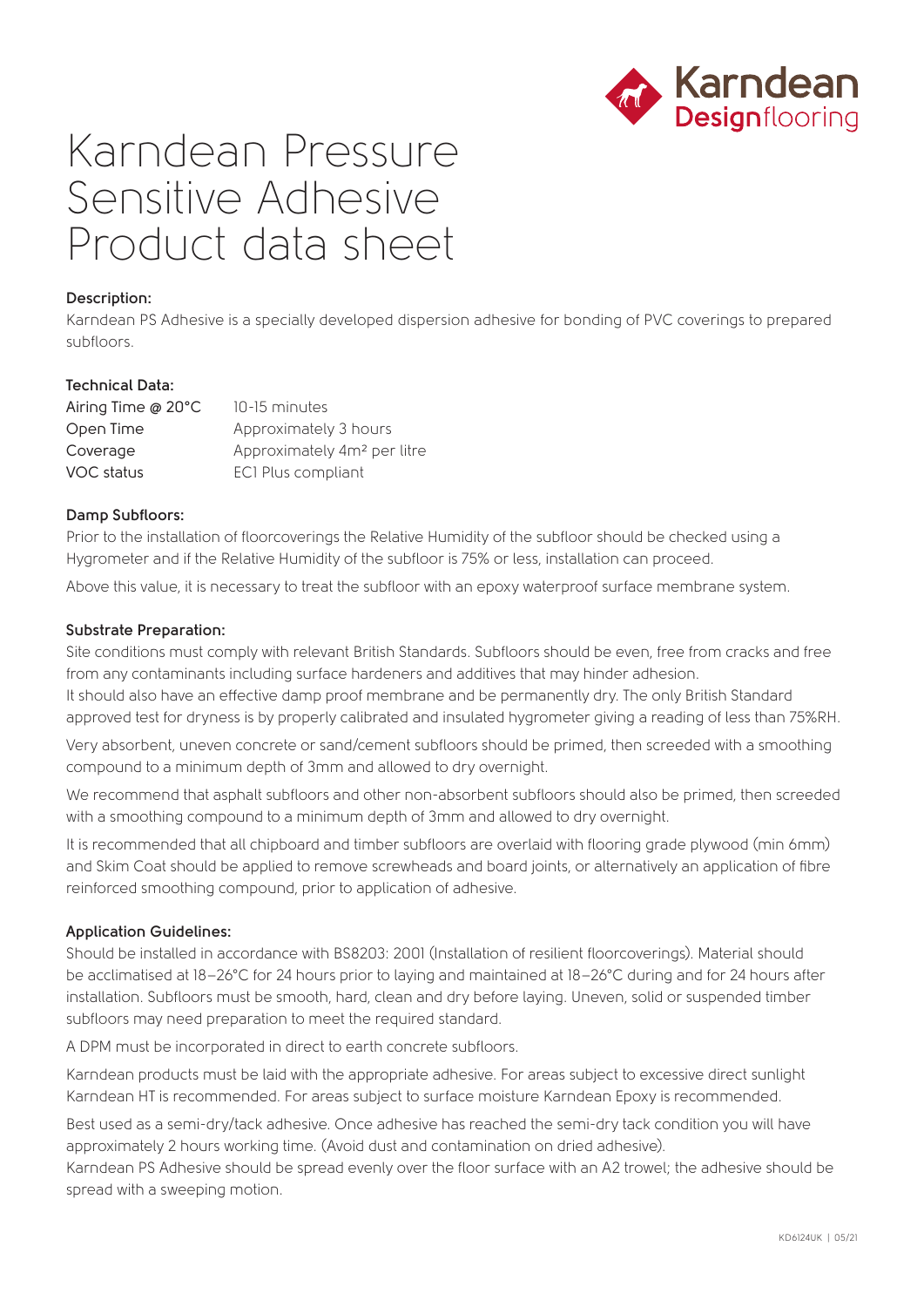# Karndean Pressure Sensitive Adhesive Product data sheet

**Description:**

Karndean PS Adhesive is a specially developed dispersion adhesive for bonding of PVC coverings to prepared subfloors.

**Technical Data:**

| | |
|---|---|
| Airing Time @ 20°C | 10-15 minutes |
| Open Time | Approximately 3 hours |
| Coverage | Approximately $4m^2$ per litre |
| VOC status | EC1 Plus compliant |

**Damp Subfloors:**

Prior to the installation of floorcoverings the Relative Humidity of the subfloor should be checked using a Hygrometer and if the Relative Humidity of the subfloor is 75% or less, installation can proceed.

Above this value, it is necessary to treat the subfloor with an epoxy waterproof surface membrane system.

**Substrate Preparation:**

Site conditions must comply with relevant British Standards. Subfloors should be even, free from cracks and free from any contaminants including surface hardeners and additives that may hinder adhesion.
It should also have an effective damp proof membrane and be permanently dry. The only British Standard approved test for dryness is by properly calibrated and insulated hygrometer giving a reading of less than 75%RH.

Very absorbent, uneven concrete or sand/cement subfloors should be primed, then screeded with a smoothing compound to a minimum depth of 3mm and allowed to dry overnight.

We recommend that asphalt subfloors and other non-absorbent subfloors should also be primed, then screeded with a smoothing compound to a minimum depth of 3mm and allowed to dry overnight.

It is recommended that all chipboard and timber subfloors are overlaid with flooring grade plywood (min 6mm) and Skim Coat should be applied to remove screwheads and board joints, or alternatively an application of fibre reinforced smoothing compound, prior to application of adhesive.

**Application Guidelines:**

Should be installed in accordance with BS8203: 2001 (Installation of resilient floorcoverings). Material should be acclimatised at 18–26°C for 24 hours prior to laying and maintained at 18–26°C during and for 24 hours after installation. Subfloors must be smooth, hard, clean and dry before laying. Uneven, solid or suspended timber subfloors may need preparation to meet the required standard.

A DPM must be incorporated in direct to earth concrete subfloors.

Karndean products must be laid with the appropriate adhesive. For areas subject to excessive direct sunlight Karndean HT is recommended. For areas subject to surface moisture Karndean Epoxy is recommended.

Best used as a semi-dry/tack adhesive. Once adhesive has reached the semi-dry tack condition you will have approximately 2 hours working time. (Avoid dust and contamination on dried adhesive).
Karndean PS Adhesive should be spread evenly over the floor surface with an A2 trowel; the adhesive should be spread with a sweeping motion.

KD6124UK | 05/21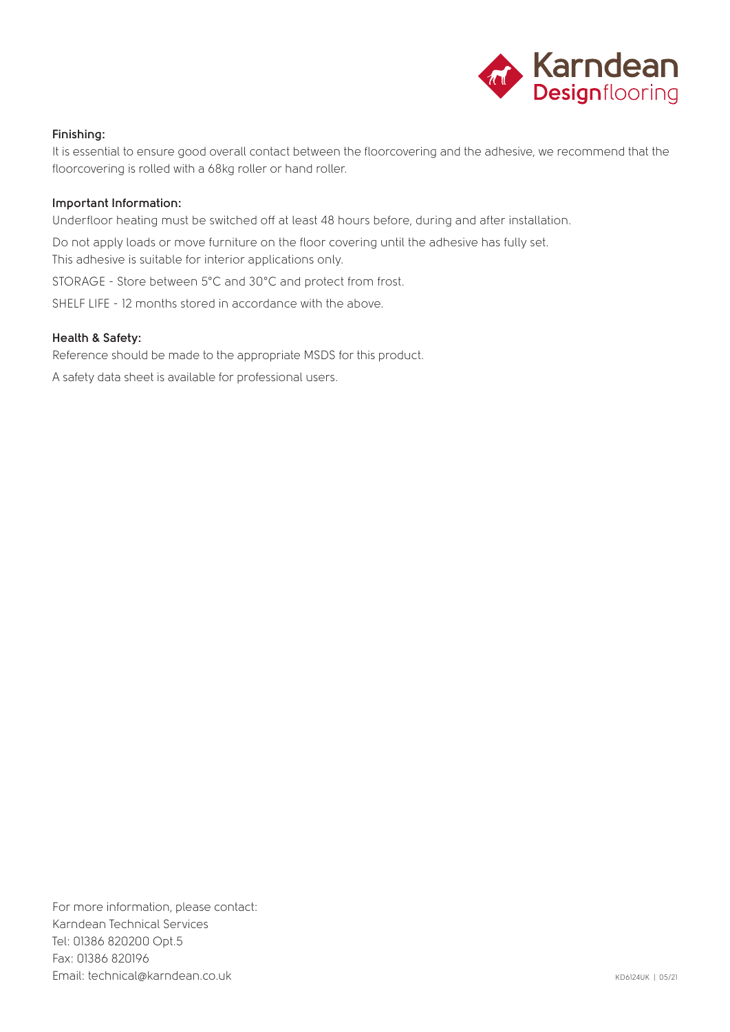**Finishing:**

It is essential to ensure good overall contact between the floorcovering and the adhesive, we recommend that the floorcovering is rolled with a 68kg roller or hand roller.

**Important Information:**

Underfloor heating must be switched off at least 48 hours before, during and after installation.

Do not apply loads or move furniture on the floor covering until the adhesive has fully set.
This adhesive is suitable for interior applications only.

STORAGE - Store between 5°C and 30°C and protect from frost.

SHELF LIFE - 12 months stored in accordance with the above.

**Health & Safety:**

Reference should be made to the appropriate MSDS for this product.

A safety data sheet is available for professional users.

For more information, please contact:
Karndean Technical Services
Tel: 01386 820200 Opt.5
Fax: 01386 820196
Email: technical@karndean.co.uk

KD6124UK | 05/21